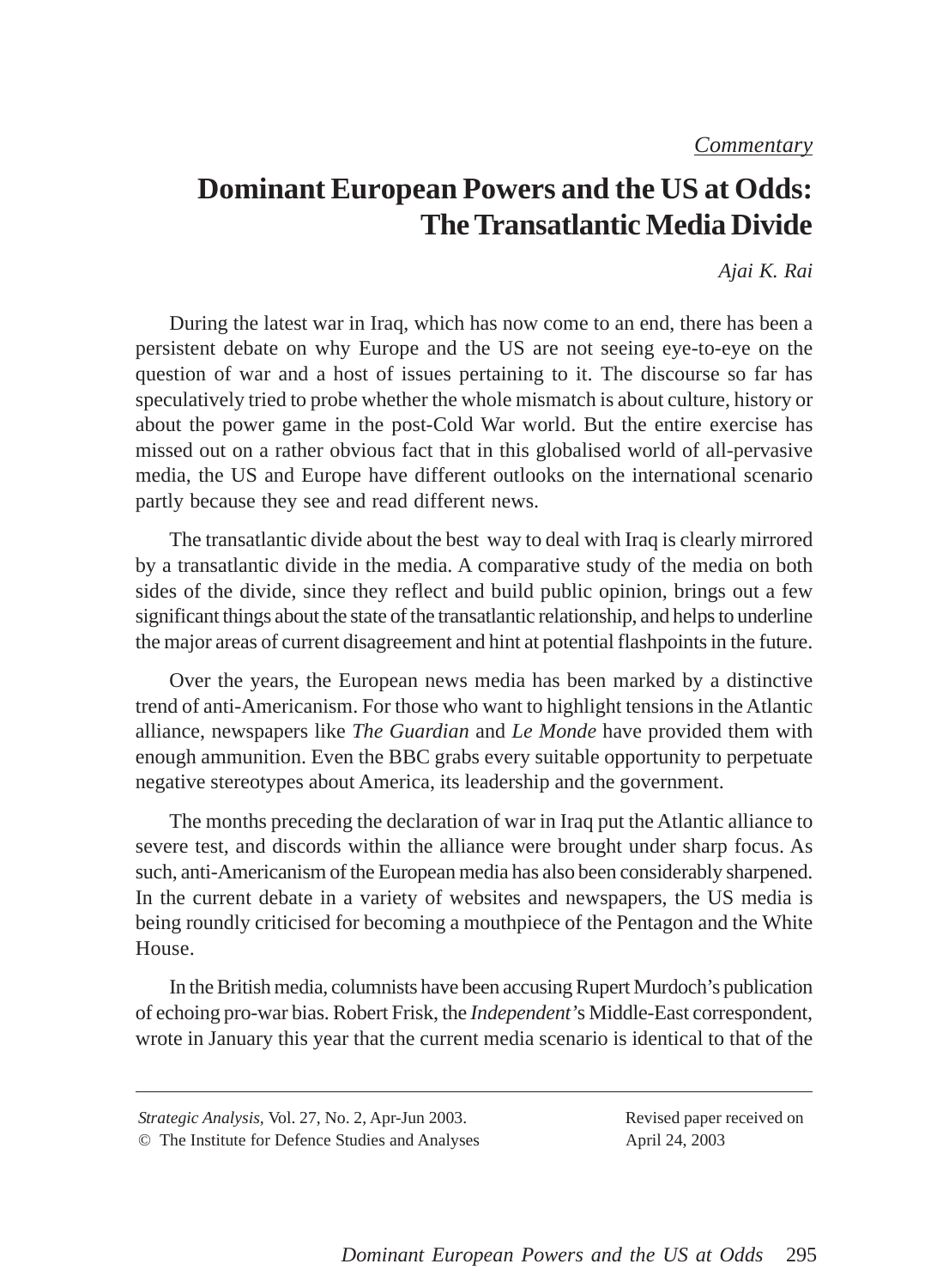*Commentary*

# Dominant European Powers and the US at Odds: The Transatlantic Media Divide

*Ajai K. Rai*

During the latest war in Iraq, which has now come to an end, there has been a persistent debate on why Europe and the US are not seeing eye-to-eye on the question of war and a host of issues pertaining to it. The discourse so far has speculatively tried to probe whether the whole mismatch is about culture, history or about the power game in the post-Cold War world. But the entire exercise has missed out on a rather obvious fact that in this globalised world of all-pervasive media, the US and Europe have different outlooks on the international scenario partly because they see and read different news.

The transatlantic divide about the best way to deal with Iraq is clearly mirrored by a transatlantic divide in the media. A comparative study of the media on both sides of the divide, since they reflect and build public opinion, brings out a few significant things about the state of the transatlantic relationship, and helps to underline the major areas of current disagreement and hint at potential flashpoints in the future.

Over the years, the European news media has been marked by a distinctive trend of anti-Americanism. For those who want to highlight tensions in the Atlantic alliance, newspapers like *The Guardian* and *Le Monde* have provided them with enough ammunition. Even the BBC grabs every suitable opportunity to perpetuate negative stereotypes about America, its leadership and the government.

The months preceding the declaration of war in Iraq put the Atlantic alliance to severe test, and discords within the alliance were brought under sharp focus. As such, anti-Americanism of the European media has also been considerably sharpened. In the current debate in a variety of websites and newspapers, the US media is being roundly criticised for becoming a mouthpiece of the Pentagon and the White House.

In the British media, columnists have been accusing Rupert Murdoch's publication of echoing pro-war bias. Robert Frisk, the *Independent*'s Middle-East correspondent, wrote in January this year that the current media scenario is identical to that of the

---

*Strategic Analysis*, Vol. 27, No. 2, Apr-Jun 2003.
© The Institute for Defence Studies and Analyses

Revised paper received on April 24, 2003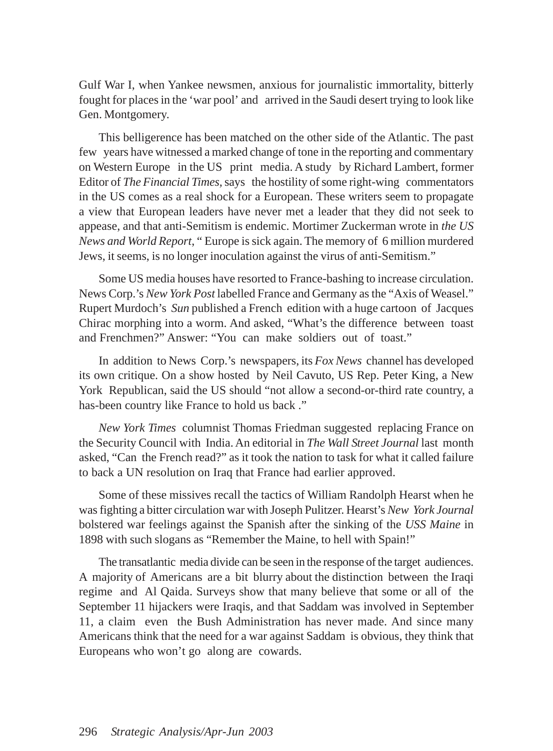Gulf War I, when Yankee newsmen, anxious for journalistic immortality, bitterly fought for places in the 'war pool' and arrived in the Saudi desert trying to look like Gen. Montgomery.

This belligerence has been matched on the other side of the Atlantic. The past few years have witnessed a marked change of tone in the reporting and commentary on Western Europe in the US print media. A study by Richard Lambert, former Editor of *The Financial Times*, says the hostility of some right-wing commentators in the US comes as a real shock for a European. These writers seem to propagate a view that European leaders have never met a leader that they did not seek to appease, and that anti-Semitism is endemic. Mortimer Zuckerman wrote in *the US News and World Report*, " Europe is sick again. The memory of 6 million murdered Jews, it seems, is no longer inoculation against the virus of anti-Semitism."

Some US media houses have resorted to France-bashing to increase circulation. News Corp.'s *New York Post* labelled France and Germany as the "Axis of Weasel." Rupert Murdoch's *Sun* published a French edition with a huge cartoon of Jacques Chirac morphing into a worm. And asked, "What's the difference between toast and Frenchmen?" Answer: "You can make soldiers out of toast."

In addition to News Corp.'s newspapers, its *Fox News* channel has developed its own critique. On a show hosted by Neil Cavuto, US Rep. Peter King, a New York Republican, said the US should "not allow a second-or-third rate country, a has-been country like France to hold us back ."

*New York Times* columnist Thomas Friedman suggested replacing France on the Security Council with India. An editorial in *The Wall Street Journal* last month asked, "Can the French read?" as it took the nation to task for what it called failure to back a UN resolution on Iraq that France had earlier approved.

Some of these missives recall the tactics of William Randolph Hearst when he was fighting a bitter circulation war with Joseph Pulitzer. Hearst's *New York Journal* bolstered war feelings against the Spanish after the sinking of the *USS Maine* in 1898 with such slogans as "Remember the Maine, to hell with Spain!"

The transatlantic media divide can be seen in the response of the target audiences. A majority of Americans are a bit blurry about the distinction between the Iraqi regime and Al Qaida. Surveys show that many believe that some or all of the September 11 hijackers were Iraqis, and that Saddam was involved in September 11, a claim even the Bush Administration has never made. And since many Americans think that the need for a war against Saddam is obvious, they think that Europeans who won't go along are cowards.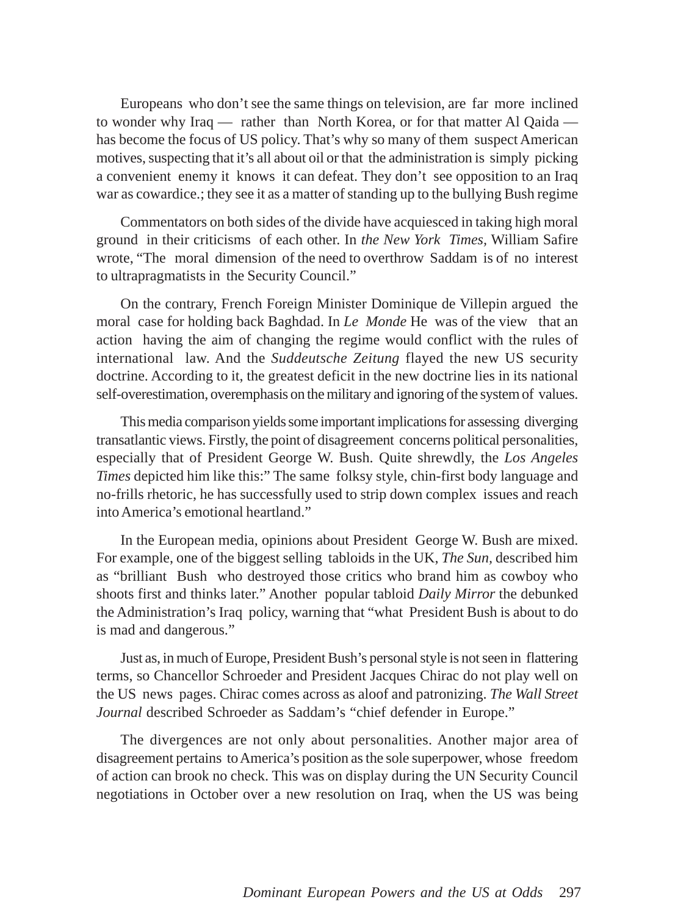Europeans who don't see the same things on television, are far more inclined to wonder why Iraq — rather than North Korea, or for that matter Al Qaida — has become the focus of US policy. That's why so many of them suspect American motives, suspecting that it's all about oil or that the administration is simply picking a convenient enemy it knows it can defeat. They don't see opposition to an Iraq war as cowardice.; they see it as a matter of standing up to the bullying Bush regime

Commentators on both sides of the divide have acquiesced in taking high moral ground in their criticisms of each other. In *the New York Times,* William Safire wrote, "The moral dimension of the need to overthrow Saddam is of no interest to ultrapragmatists in the Security Council."

On the contrary, French Foreign Minister Dominique de Villepin argued the moral case for holding back Baghdad. In *Le Monde* He was of the view that an action having the aim of changing the regime would conflict with the rules of international law. And the *Suddeutsche Zeitung* flayed the new US security doctrine. According to it, the greatest deficit in the new doctrine lies in its national self-overestimation, overemphasis on the military and ignoring of the system of values.

This media comparison yields some important implications for assessing diverging transatlantic views. Firstly, the point of disagreement concerns political personalities, especially that of President George W. Bush. Quite shrewdly, the *Los Angeles Times* depicted him like this:" The same folksy style, chin-first body language and no-frills rhetoric, he has successfully used to strip down complex issues and reach into America's emotional heartland."

In the European media, opinions about President George W. Bush are mixed. For example, one of the biggest selling tabloids in the UK, *The Sun,* described him as "brilliant Bush who destroyed those critics who brand him as cowboy who shoots first and thinks later." Another popular tabloid *Daily Mirror* the debunked the Administration's Iraq policy, warning that "what President Bush is about to do is mad and dangerous."

Just as, in much of Europe, President Bush's personal style is not seen in flattering terms, so Chancellor Schroeder and President Jacques Chirac do not play well on the US news pages. Chirac comes across as aloof and patronizing. *The Wall Street Journal* described Schroeder as Saddam's "chief defender in Europe."

The divergences are not only about personalities. Another major area of disagreement pertains to America's position as the sole superpower, whose freedom of action can brook no check. This was on display during the UN Security Council negotiations in October over a new resolution on Iraq, when the US was being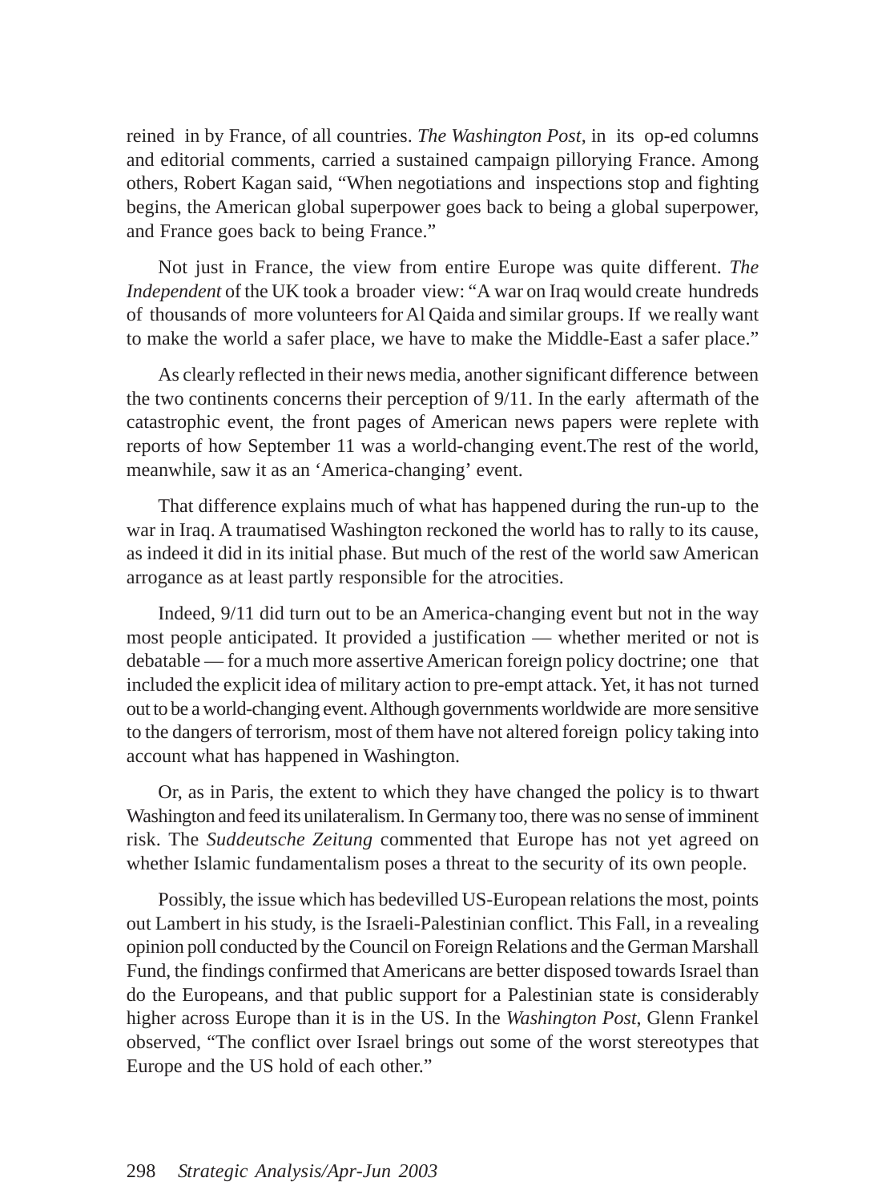reined in by France, of all countries. *The Washington Post*, in its op-ed columns and editorial comments, carried a sustained campaign pillorying France. Among others, Robert Kagan said, "When negotiations and inspections stop and fighting begins, the American global superpower goes back to being a global superpower, and France goes back to being France."

Not just in France, the view from entire Europe was quite different. *The Independent* of the UK took a broader view: "A war on Iraq would create hundreds of thousands of more volunteers for Al Qaida and similar groups. If we really want to make the world a safer place, we have to make the Middle-East a safer place."

As clearly reflected in their news media, another significant difference between the two continents concerns their perception of 9/11. In the early aftermath of the catastrophic event, the front pages of American news papers were replete with reports of how September 11 was a world-changing event.The rest of the world, meanwhile, saw it as an 'America-changing' event.

That difference explains much of what has happened during the run-up to the war in Iraq. A traumatised Washington reckoned the world has to rally to its cause, as indeed it did in its initial phase. But much of the rest of the world saw American arrogance as at least partly responsible for the atrocities.

Indeed, 9/11 did turn out to be an America-changing event but not in the way most people anticipated. It provided a justification — whether merited or not is debatable — for a much more assertive American foreign policy doctrine; one that included the explicit idea of military action to pre-empt attack. Yet, it has not turned out to be a world-changing event. Although governments worldwide are more sensitive to the dangers of terrorism, most of them have not altered foreign policy taking into account what has happened in Washington.

Or, as in Paris, the extent to which they have changed the policy is to thwart Washington and feed its unilateralism. In Germany too, there was no sense of imminent risk. The *Suddeutsche Zeitung* commented that Europe has not yet agreed on whether Islamic fundamentalism poses a threat to the security of its own people.

Possibly, the issue which has bedevilled US-European relations the most, points out Lambert in his study, is the Israeli-Palestinian conflict. This Fall, in a revealing opinion poll conducted by the Council on Foreign Relations and the German Marshall Fund, the findings confirmed that Americans are better disposed towards Israel than do the Europeans, and that public support for a Palestinian state is considerably higher across Europe than it is in the US. In the *Washington Post*, Glenn Frankel observed, "The conflict over Israel brings out some of the worst stereotypes that Europe and the US hold of each other."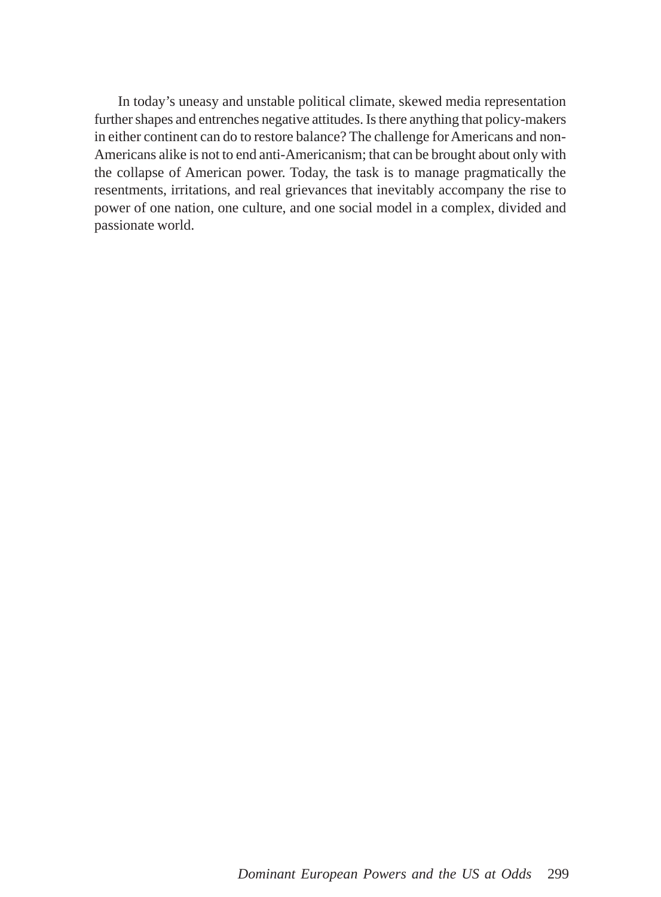In today's uneasy and unstable political climate, skewed media representation further shapes and entrenches negative attitudes. Is there anything that policy-makers in either continent can do to restore balance? The challenge for Americans and non-Americans alike is not to end anti-Americanism; that can be brought about only with the collapse of American power. Today, the task is to manage pragmatically the resentments, irritations, and real grievances that inevitably accompany the rise to power of one nation, one culture, and one social model in a complex, divided and passionate world.